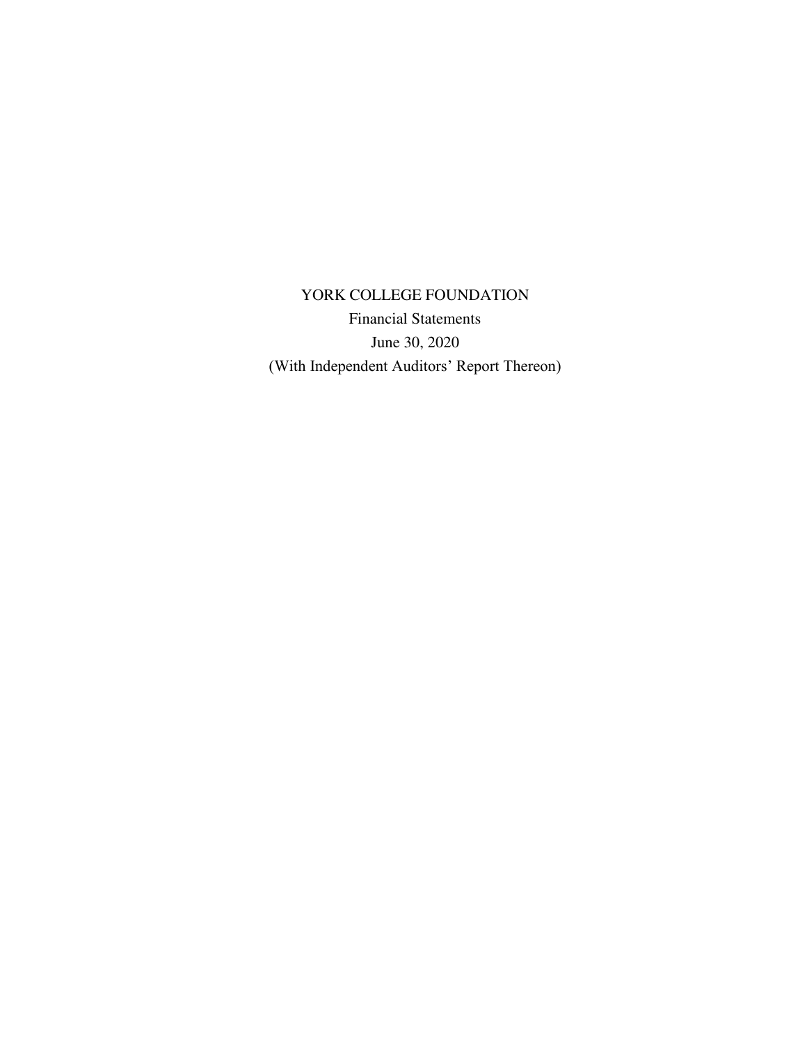# YORK COLLEGE FOUNDATION

Financial Statements

June 30, 2020

(With Independent Auditors' Report Thereon)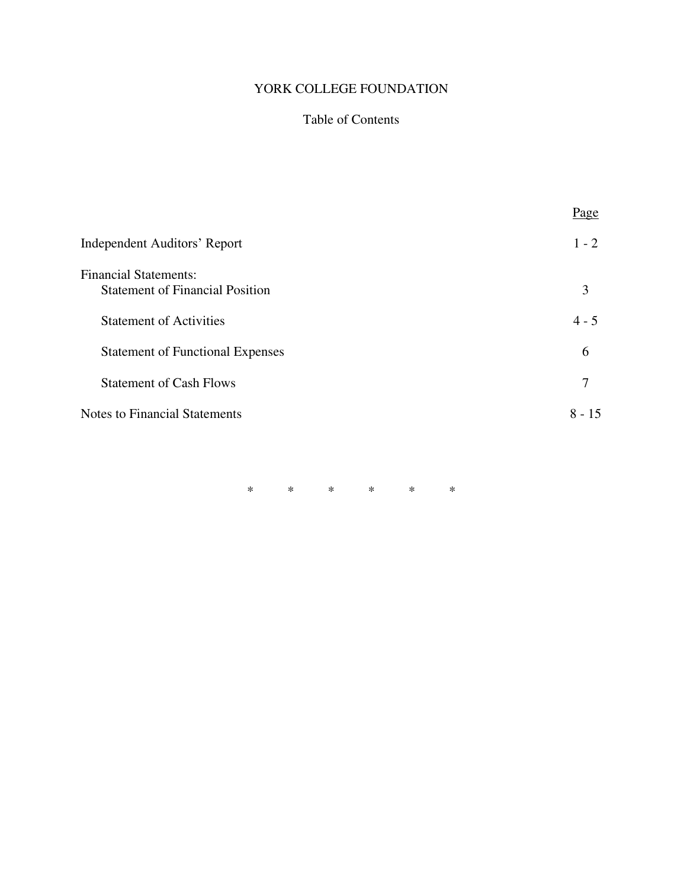# YORK COLLEGE FOUNDATION

## Table of Contents

| | Page |
|---|---|
| Independent Auditors' Report | 1 - 2 |
| Financial Statements: | |
| Statement of Financial Position | 3 |
| Statement of Activities | 4 - 5 |
| Statement of Functional Expenses | 6 |
| Statement of Cash Flows | 7 |
| Notes to Financial Statements | 8 - 15 |

\* \* \* \* \* \*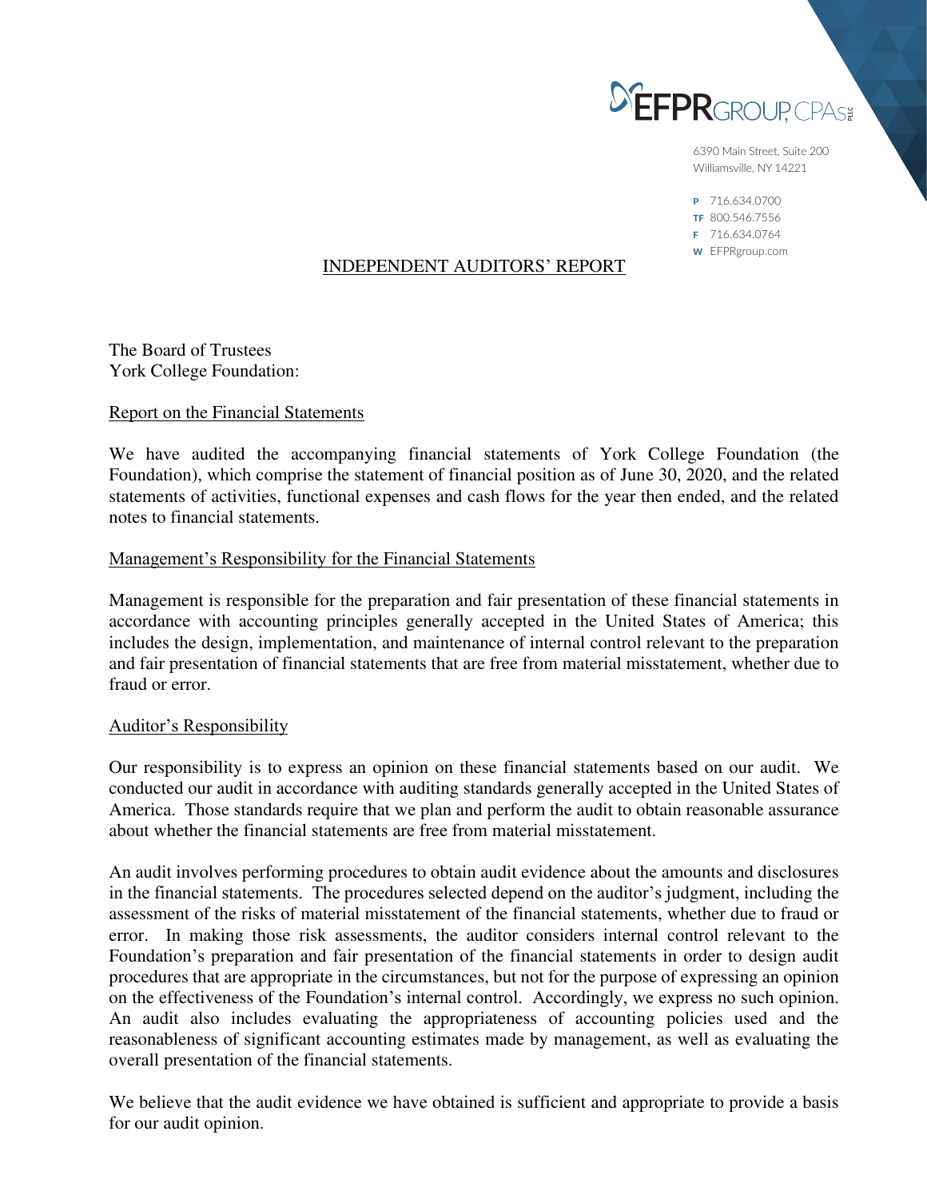EFPR GROUP, CPAs PLLC

6390 Main Street, Suite 200
Williamsville, NY 14221

P 716.634.0700
TF 800.546.7556
F 716.634.0764
W EFPRgroup.com

# INDEPENDENT AUDITORS' REPORT

The Board of Trustees
York College Foundation:

## Report on the Financial Statements

We have audited the accompanying financial statements of York College Foundation (the Foundation), which comprise the statement of financial position as of June 30, 2020, and the related statements of activities, functional expenses and cash flows for the year then ended, and the related notes to financial statements.

## Management's Responsibility for the Financial Statements

Management is responsible for the preparation and fair presentation of these financial statements in accordance with accounting principles generally accepted in the United States of America; this includes the design, implementation, and maintenance of internal control relevant to the preparation and fair presentation of financial statements that are free from material misstatement, whether due to fraud or error.

## Auditor's Responsibility

Our responsibility is to express an opinion on these financial statements based on our audit. We conducted our audit in accordance with auditing standards generally accepted in the United States of America. Those standards require that we plan and perform the audit to obtain reasonable assurance about whether the financial statements are free from material misstatement.

An audit involves performing procedures to obtain audit evidence about the amounts and disclosures in the financial statements. The procedures selected depend on the auditor's judgment, including the assessment of the risks of material misstatement of the financial statements, whether due to fraud or error. In making those risk assessments, the auditor considers internal control relevant to the Foundation's preparation and fair presentation of the financial statements in order to design audit procedures that are appropriate in the circumstances, but not for the purpose of expressing an opinion on the effectiveness of the Foundation's internal control. Accordingly, we express no such opinion. An audit also includes evaluating the appropriateness of accounting policies used and the reasonableness of significant accounting estimates made by management, as well as evaluating the overall presentation of the financial statements.

We believe that the audit evidence we have obtained is sufficient and appropriate to provide a basis for our audit opinion.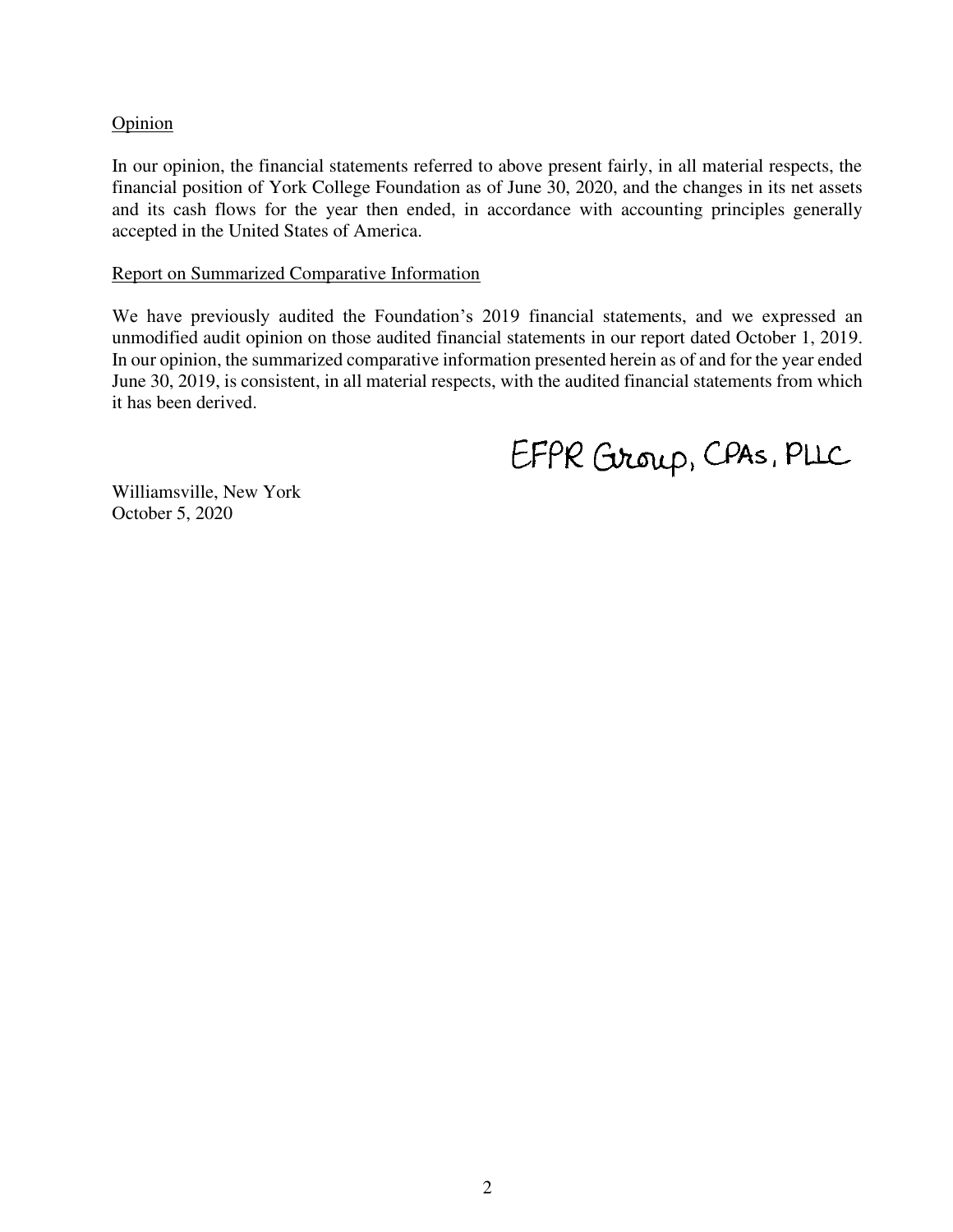Opinion

In our opinion, the financial statements referred to above present fairly, in all material respects, the financial position of York College Foundation as of June 30, 2020, and the changes in its net assets and its cash flows for the year then ended, in accordance with accounting principles generally accepted in the United States of America.

Report on Summarized Comparative Information

We have previously audited the Foundation's 2019 financial statements, and we expressed an unmodified audit opinion on those audited financial statements in our report dated October 1, 2019. In our opinion, the summarized comparative information presented herein as of and for the year ended June 30, 2019, is consistent, in all material respects, with the audited financial statements from which it has been derived.

EFPR Group, CPAs, PLLC

Williamsville, New York
October 5, 2020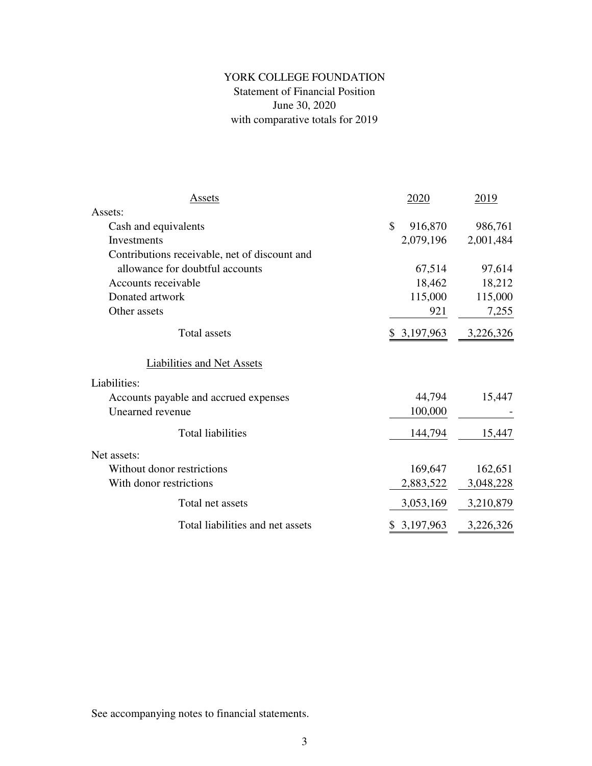# YORK COLLEGE FOUNDATION

## Statement of Financial Position

### June 30, 2020

### with comparative totals for 2019

| Assets | 2020 | 2019 |
|---|---|---|
| Assets: | | |
| Cash and equivalents | $ 916,870 | 986,761 |
| Investments | 2,079,196 | 2,001,484 |
| Contributions receivable, net of discount and allowance for doubtful accounts | 67,514 | 97,614 |
| Accounts receivable | 18,462 | 18,212 |
| Donated artwork | 115,000 | 115,000 |
| Other assets | 921 | 7,255 |
| Total assets | $ 3,197,963 | 3,226,326 |
| **Liabilities and Net Assets** | | |
| Liabilities: | | |
| Accounts payable and accrued expenses | 44,794 | 15,447 |
| Unearned revenue | 100,000 | - |
| Total liabilities | 144,794 | 15,447 |
| Net assets: | | |
| Without donor restrictions | 169,647 | 162,651 |
| With donor restrictions | 2,883,522 | 3,048,228 |
| Total net assets | 3,053,169 | 3,210,879 |
| Total liabilities and net assets | $ 3,197,963 | 3,226,326 |

See accompanying notes to financial statements.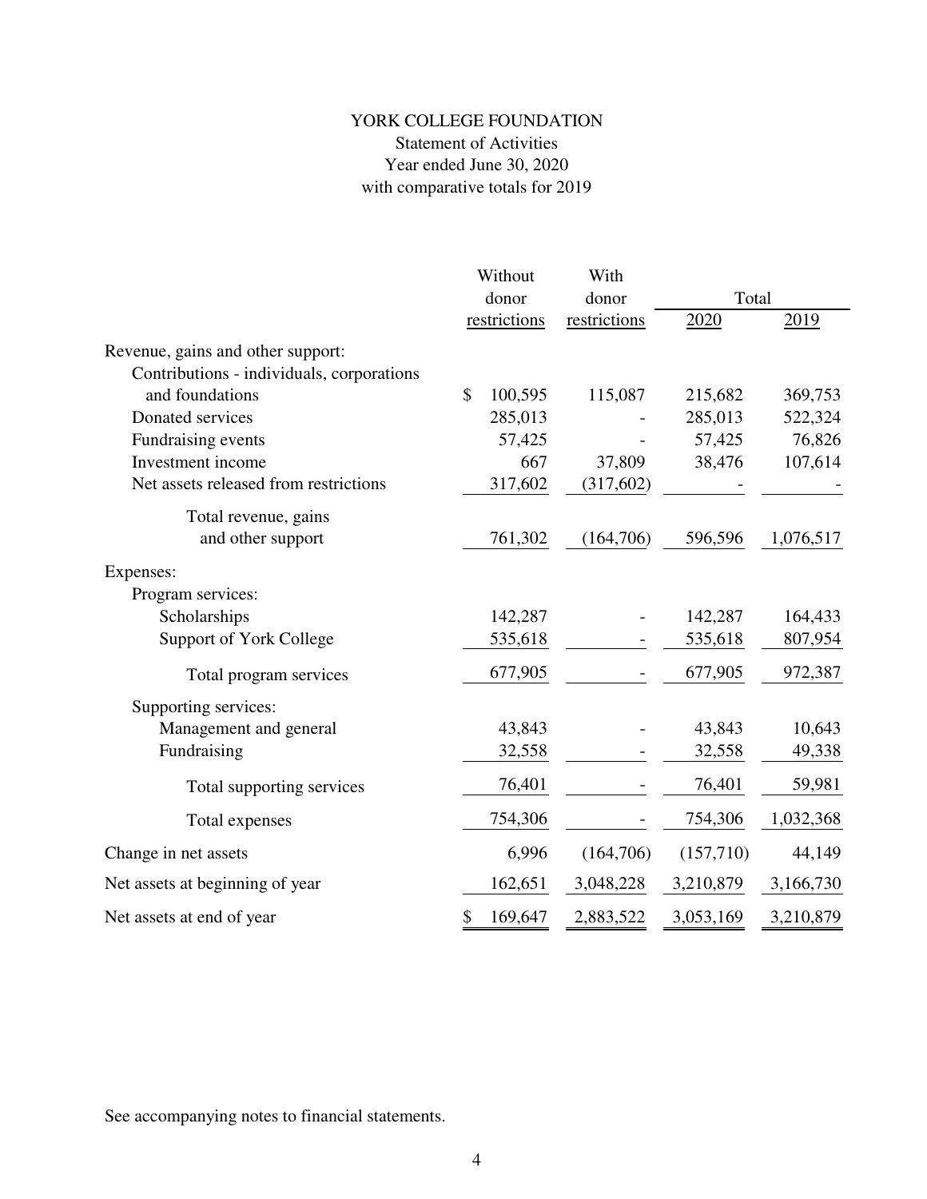# YORK COLLEGE FOUNDATION

Statement of Activities
Year ended June 30, 2020
with comparative totals for 2019

| | Without donor restrictions | With donor restrictions | Total 2020 | Total 2019 |
|---|---|---|---|---|
| Revenue, gains and other support: | | | | |
| Contributions - individuals, corporations and foundations | $ 100,595 | 115,087 | 215,682 | 369,753 |
| Donated services | 285,013 | - | 285,013 | 522,324 |
| Fundraising events | 57,425 | - | 57,425 | 76,826 |
| Investment income | 667 | 37,809 | 38,476 | 107,614 |
| Net assets released from restrictions | 317,602 | (317,602) | - | - |
| Total revenue, gains and other support | 761,302 | (164,706) | 596,596 | 1,076,517 |
| Expenses: | | | | |
| Program services: | | | | |
| Scholarships | 142,287 | - | 142,287 | 164,433 |
| Support of York College | 535,618 | - | 535,618 | 807,954 |
| Total program services | 677,905 | - | 677,905 | 972,387 |
| Supporting services: | | | | |
| Management and general | 43,843 | - | 43,843 | 10,643 |
| Fundraising | 32,558 | - | 32,558 | 49,338 |
| Total supporting services | 76,401 | - | 76,401 | 59,981 |
| Total expenses | 754,306 | - | 754,306 | 1,032,368 |
| Change in net assets | 6,996 | (164,706) | (157,710) | 44,149 |
| Net assets at beginning of year | 162,651 | 3,048,228 | 3,210,879 | 3,166,730 |
| Net assets at end of year | $ 169,647 | 2,883,522 | 3,053,169 | 3,210,879 |

See accompanying notes to financial statements.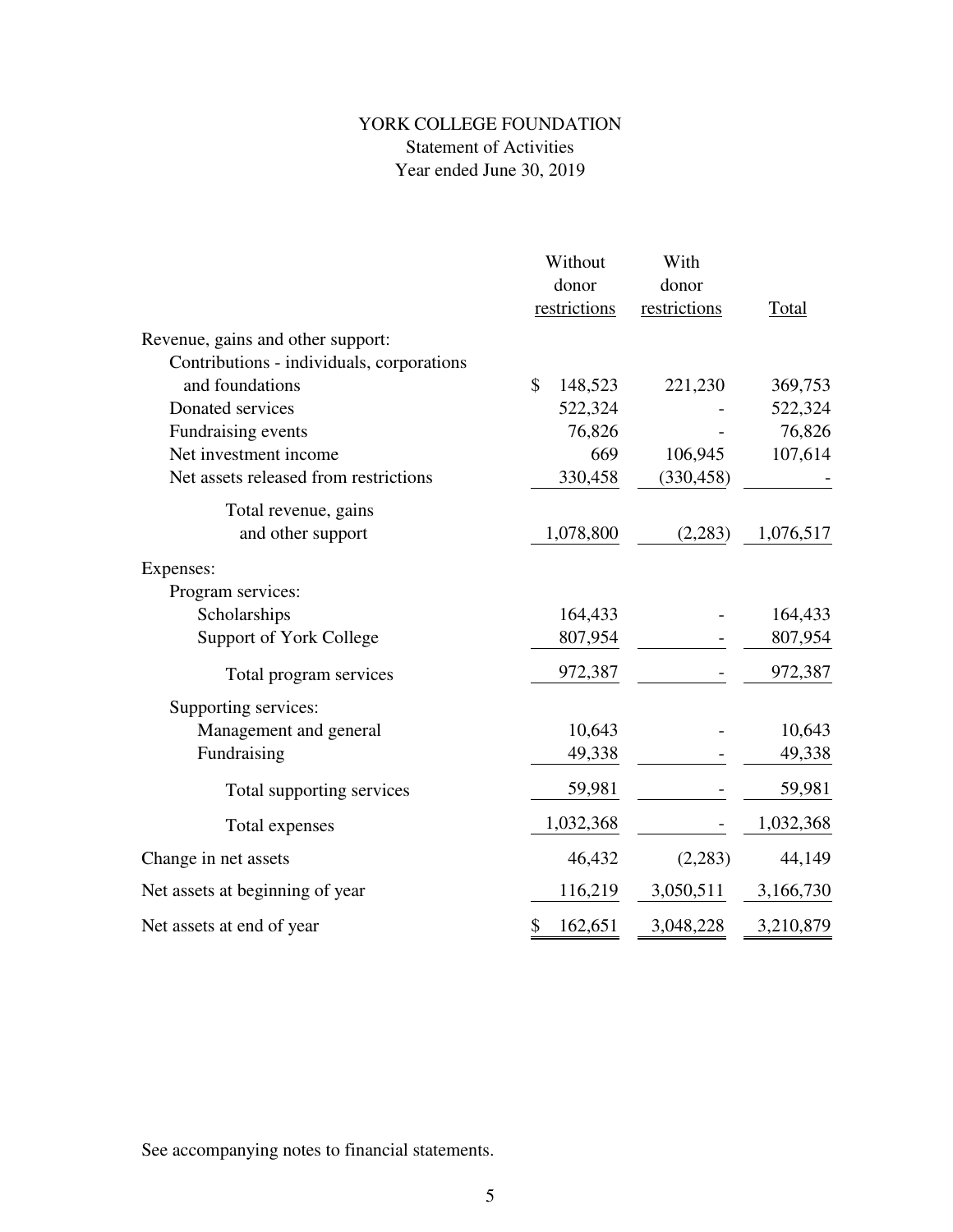# YORK COLLEGE FOUNDATION

## Statement of Activities

### Year ended June 30, 2019

| | Without donor restrictions | With donor restrictions | Total |
|---|---|---|---|
| Revenue, gains and other support: | | | |
| Contributions - individuals, corporations and foundations | $ 148,523 | 221,230 | 369,753 |
| Donated services | 522,324 | - | 522,324 |
| Fundraising events | 76,826 | - | 76,826 |
| Net investment income | 669 | 106,945 | 107,614 |
| Net assets released from restrictions | 330,458 | (330,458) | - |
| Total revenue, gains and other support | 1,078,800 | (2,283) | 1,076,517 |
| Expenses: | | | |
| Program services: | | | |
| Scholarships | 164,433 | - | 164,433 |
| Support of York College | 807,954 | - | 807,954 |
| Total program services | 972,387 | - | 972,387 |
| Supporting services: | | | |
| Management and general | 10,643 | - | 10,643 |
| Fundraising | 49,338 | - | 49,338 |
| Total supporting services | 59,981 | - | 59,981 |
| Total expenses | 1,032,368 | - | 1,032,368 |
| Change in net assets | 46,432 | (2,283) | 44,149 |
| Net assets at beginning of year | 116,219 | 3,050,511 | 3,166,730 |
| Net assets at end of year | $ 162,651 | 3,048,228 | 3,210,879 |

See accompanying notes to financial statements.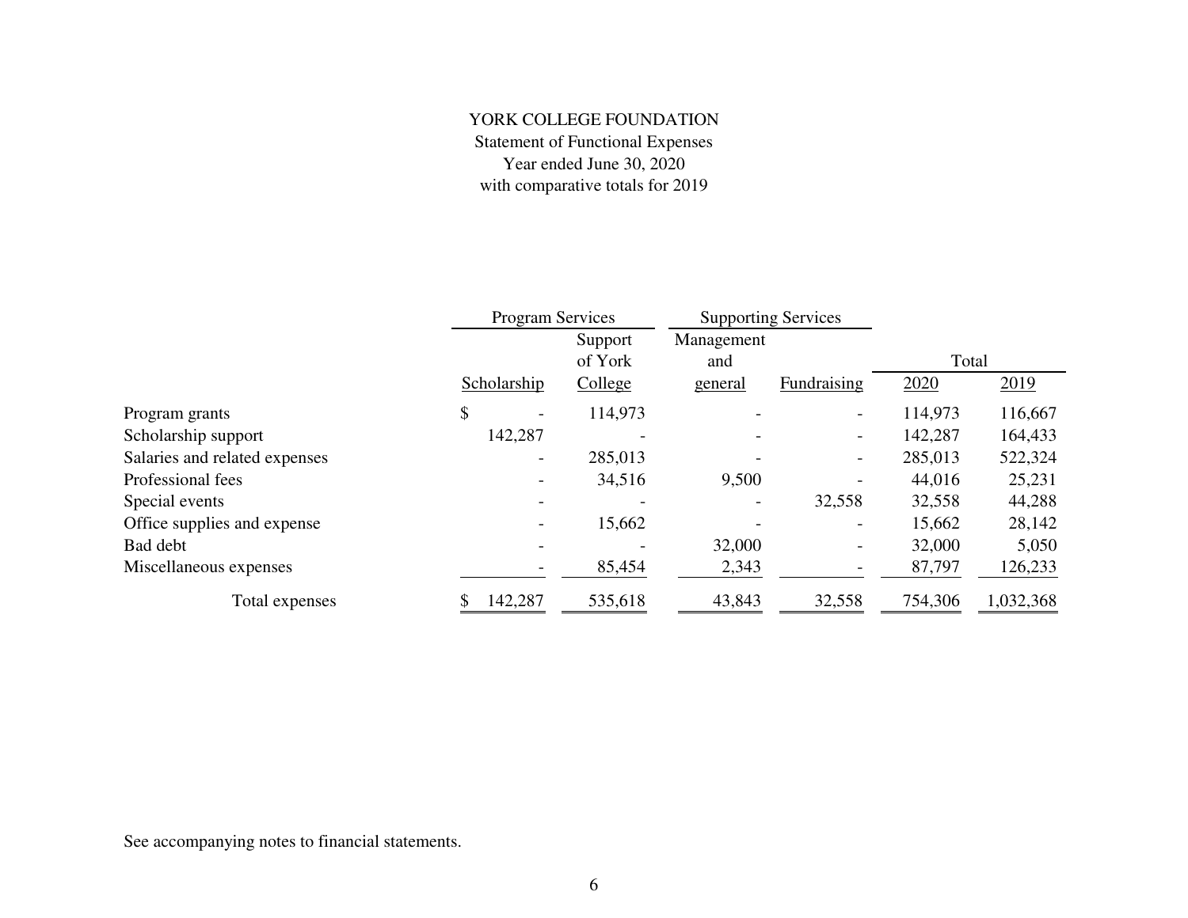# YORK COLLEGE FOUNDATION

Statement of Functional Expenses
Year ended June 30, 2020
with comparative totals for 2019

| | Program Services | | Supporting Services | | Total | |
|---|---|---|---|---|---|---|
| | Scholarship | Support of York College | Management and general | Fundraising | 2020 | 2019 |
| Program grants | $ - | 114,973 | - | - | 114,973 | 116,667 |
| Scholarship support | 142,287 | - | - | - | 142,287 | 164,433 |
| Salaries and related expenses | - | 285,013 | - | - | 285,013 | 522,324 |
| Professional fees | - | 34,516 | 9,500 | - | 44,016 | 25,231 |
| Special events | - | - | - | 32,558 | 32,558 | 44,288 |
| Office supplies and expense | - | 15,662 | - | - | 15,662 | 28,142 |
| Bad debt | - | - | 32,000 | - | 32,000 | 5,050 |
| Miscellaneous expenses | - | 85,454 | 2,343 | - | 87,797 | 126,233 |
| Total expenses | $ 142,287 | 535,618 | 43,843 | 32,558 | 754,306 | 1,032,368 |

See accompanying notes to financial statements.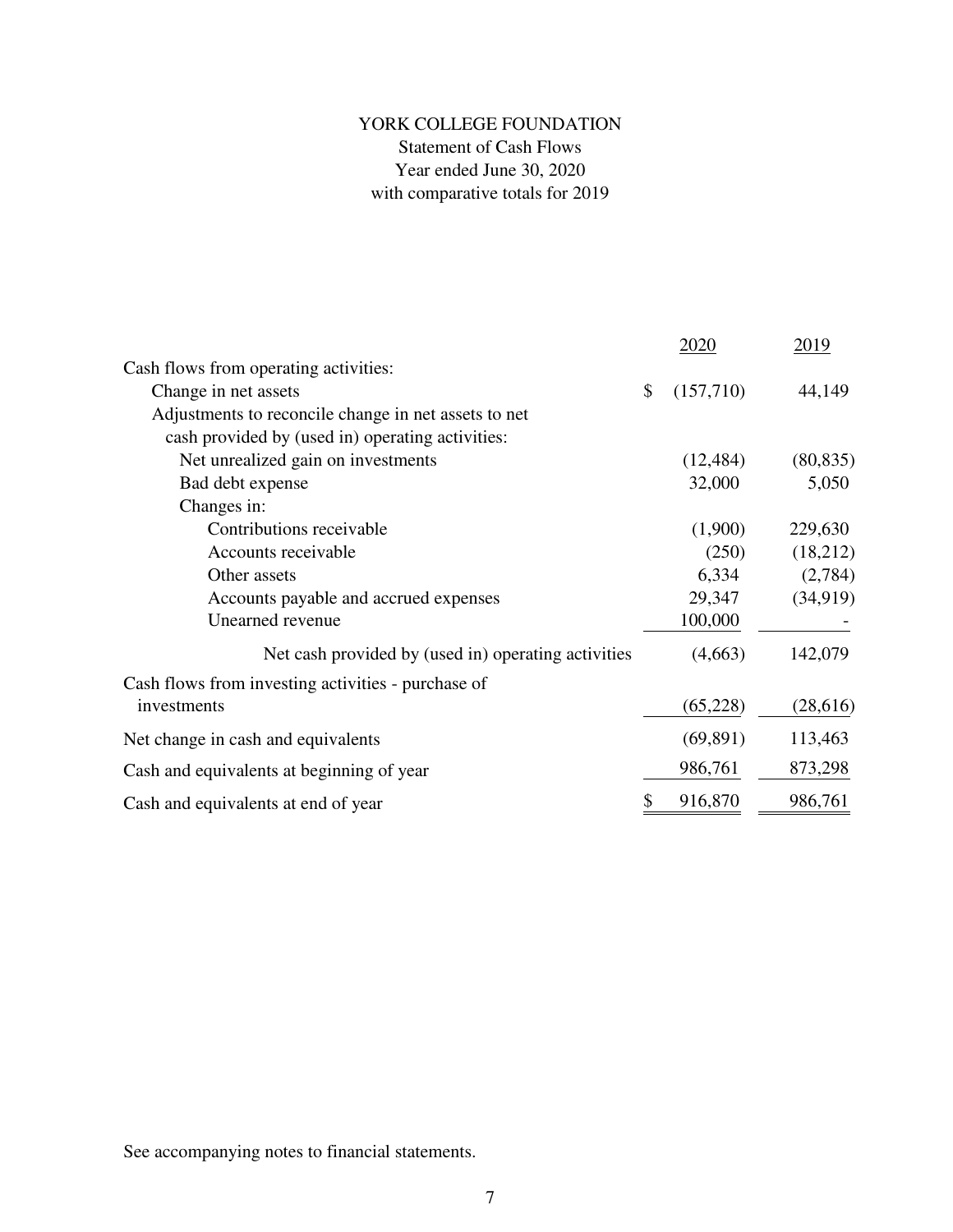# YORK COLLEGE FOUNDATION

## Statement of Cash Flows

Year ended June 30, 2020

with comparative totals for 2019

| | 2020 | 2019 |
|---|---|---|
| Cash flows from operating activities: | | |
| Change in net assets | $ (157,710) | 44,149 |
| Adjustments to reconcile change in net assets to net cash provided by (used in) operating activities: | | |
| Net unrealized gain on investments | (12,484) | (80,835) |
| Bad debt expense | 32,000 | 5,050 |
| Changes in: | | |
| Contributions receivable | (1,900) | 229,630 |
| Accounts receivable | (250) | (18,212) |
| Other assets | 6,334 | (2,784) |
| Accounts payable and accrued expenses | 29,347 | (34,919) |
| Unearned revenue | 100,000 | - |
| Net cash provided by (used in) operating activities | (4,663) | 142,079 |
| Cash flows from investing activities - purchase of investments | (65,228) | (28,616) |
| Net change in cash and equivalents | (69,891) | 113,463 |
| Cash and equivalents at beginning of year | 986,761 | 873,298 |
| Cash and equivalents at end of year | $ 916,870 | 986,761 |

See accompanying notes to financial statements.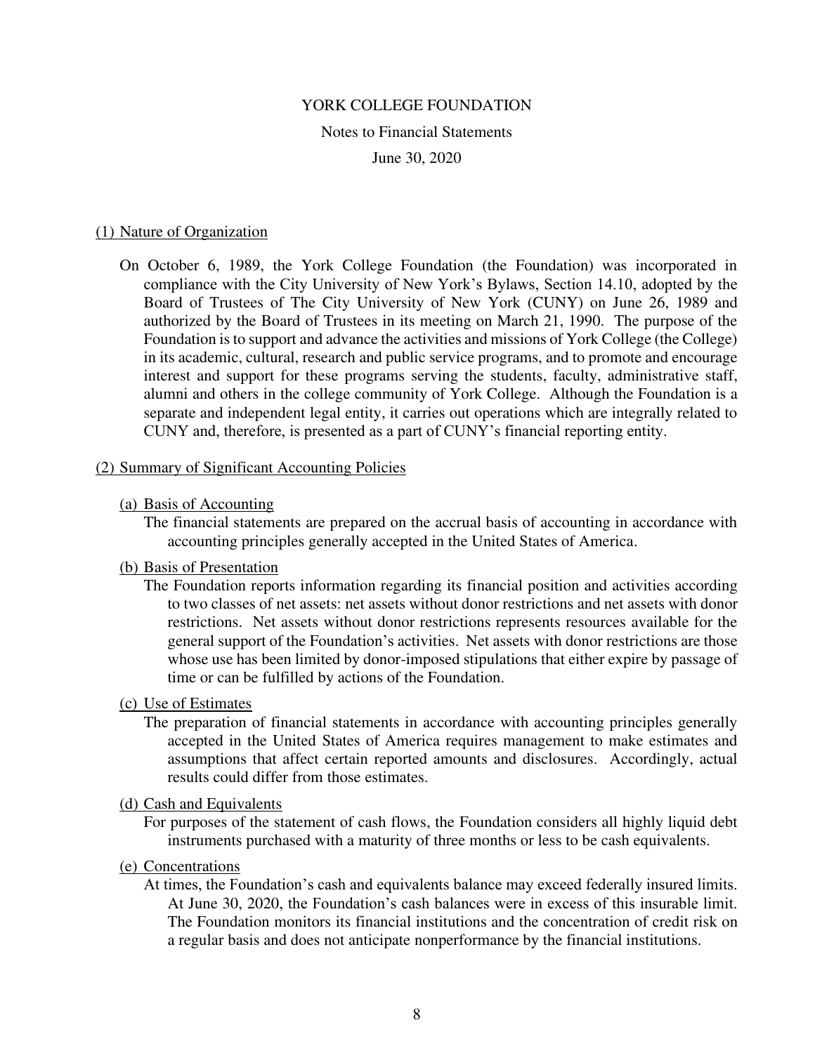YORK COLLEGE FOUNDATION

Notes to Financial Statements

June 30, 2020

## (1) Nature of Organization

On October 6, 1989, the York College Foundation (the Foundation) was incorporated in compliance with the City University of New York's Bylaws, Section 14.10, adopted by the Board of Trustees of The City University of New York (CUNY) on June 26, 1989 and authorized by the Board of Trustees in its meeting on March 21, 1990. The purpose of the Foundation is to support and advance the activities and missions of York College (the College) in its academic, cultural, research and public service programs, and to promote and encourage interest and support for these programs serving the students, faculty, administrative staff, alumni and others in the college community of York College. Although the Foundation is a separate and independent legal entity, it carries out operations which are integrally related to CUNY and, therefore, is presented as a part of CUNY's financial reporting entity.

## (2) Summary of Significant Accounting Policies

### (a) Basis of Accounting

The financial statements are prepared on the accrual basis of accounting in accordance with accounting principles generally accepted in the United States of America.

### (b) Basis of Presentation

The Foundation reports information regarding its financial position and activities according to two classes of net assets: net assets without donor restrictions and net assets with donor restrictions. Net assets without donor restrictions represents resources available for the general support of the Foundation's activities. Net assets with donor restrictions are those whose use has been limited by donor-imposed stipulations that either expire by passage of time or can be fulfilled by actions of the Foundation.

### (c) Use of Estimates

The preparation of financial statements in accordance with accounting principles generally accepted in the United States of America requires management to make estimates and assumptions that affect certain reported amounts and disclosures. Accordingly, actual results could differ from those estimates.

### (d) Cash and Equivalents

For purposes of the statement of cash flows, the Foundation considers all highly liquid debt instruments purchased with a maturity of three months or less to be cash equivalents.

### (e) Concentrations

At times, the Foundation's cash and equivalents balance may exceed federally insured limits. At June 30, 2020, the Foundation's cash balances were in excess of this insurable limit. The Foundation monitors its financial institutions and the concentration of credit risk on a regular basis and does not anticipate nonperformance by the financial institutions.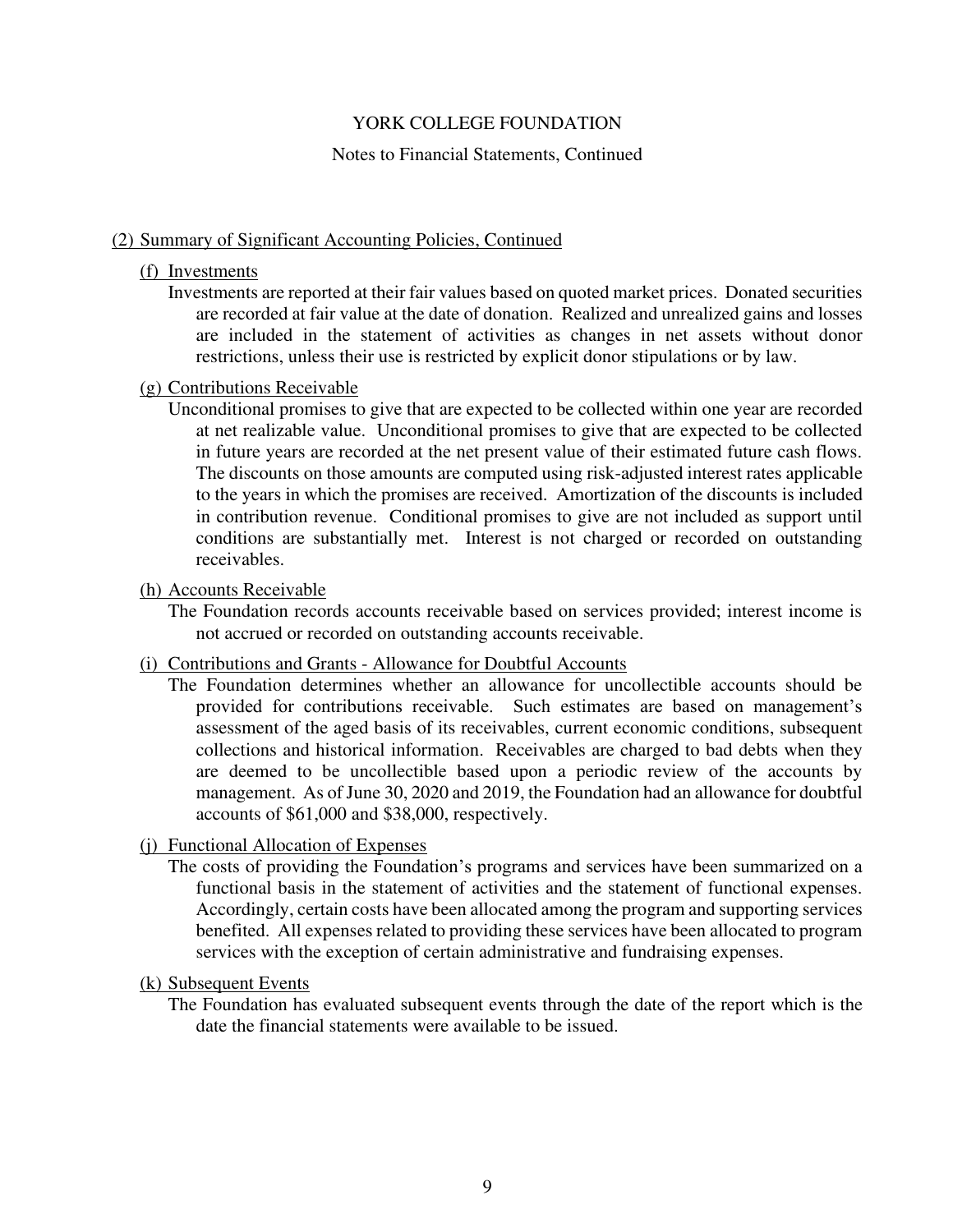YORK COLLEGE FOUNDATION

Notes to Financial Statements, Continued

## (2) Summary of Significant Accounting Policies, Continued

### (f) Investments

Investments are reported at their fair values based on quoted market prices. Donated securities are recorded at fair value at the date of donation. Realized and unrealized gains and losses are included in the statement of activities as changes in net assets without donor restrictions, unless their use is restricted by explicit donor stipulations or by law.

### (g) Contributions Receivable

Unconditional promises to give that are expected to be collected within one year are recorded at net realizable value. Unconditional promises to give that are expected to be collected in future years are recorded at the net present value of their estimated future cash flows. The discounts on those amounts are computed using risk-adjusted interest rates applicable to the years in which the promises are received. Amortization of the discounts is included in contribution revenue. Conditional promises to give are not included as support until conditions are substantially met. Interest is not charged or recorded on outstanding receivables.

### (h) Accounts Receivable

The Foundation records accounts receivable based on services provided; interest income is not accrued or recorded on outstanding accounts receivable.

### (i) Contributions and Grants - Allowance for Doubtful Accounts

The Foundation determines whether an allowance for uncollectible accounts should be provided for contributions receivable. Such estimates are based on management's assessment of the aged basis of its receivables, current economic conditions, subsequent collections and historical information. Receivables are charged to bad debts when they are deemed to be uncollectible based upon a periodic review of the accounts by management. As of June 30, 2020 and 2019, the Foundation had an allowance for doubtful accounts of $61,000 and $38,000, respectively.

### (j) Functional Allocation of Expenses

The costs of providing the Foundation's programs and services have been summarized on a functional basis in the statement of activities and the statement of functional expenses. Accordingly, certain costs have been allocated among the program and supporting services benefited. All expenses related to providing these services have been allocated to program services with the exception of certain administrative and fundraising expenses.

### (k) Subsequent Events

The Foundation has evaluated subsequent events through the date of the report which is the date the financial statements were available to be issued.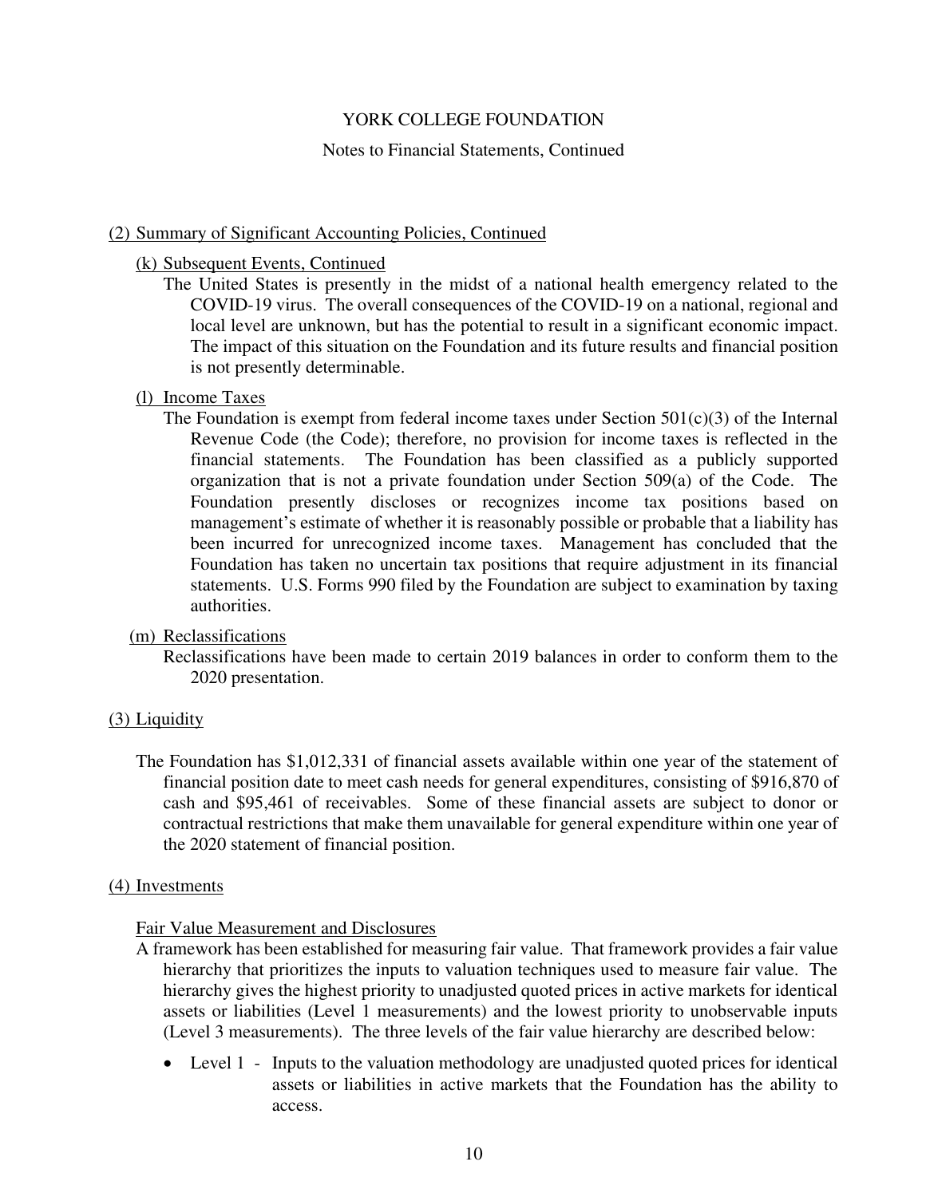## (2) Summary of Significant Accounting Policies, Continued

### (k) Subsequent Events, Continued

The United States is presently in the midst of a national health emergency related to the COVID-19 virus. The overall consequences of the COVID-19 on a national, regional and local level are unknown, but has the potential to result in a significant economic impact. The impact of this situation on the Foundation and its future results and financial position is not presently determinable.

### (l) Income Taxes

The Foundation is exempt from federal income taxes under Section 501(c)(3) of the Internal Revenue Code (the Code); therefore, no provision for income taxes is reflected in the financial statements. The Foundation has been classified as a publicly supported organization that is not a private foundation under Section 509(a) of the Code. The Foundation presently discloses or recognizes income tax positions based on management's estimate of whether it is reasonably possible or probable that a liability has been incurred for unrecognized income taxes. Management has concluded that the Foundation has taken no uncertain tax positions that require adjustment in its financial statements. U.S. Forms 990 filed by the Foundation are subject to examination by taxing authorities.

### (m) Reclassifications

Reclassifications have been made to certain 2019 balances in order to conform them to the 2020 presentation.

## (3) Liquidity

The Foundation has $1,012,331 of financial assets available within one year of the statement of financial position date to meet cash needs for general expenditures, consisting of $916,870 of cash and $95,461 of receivables. Some of these financial assets are subject to donor or contractual restrictions that make them unavailable for general expenditure within one year of the 2020 statement of financial position.

## (4) Investments

### Fair Value Measurement and Disclosures

A framework has been established for measuring fair value. That framework provides a fair value hierarchy that prioritizes the inputs to valuation techniques used to measure fair value. The hierarchy gives the highest priority to unadjusted quoted prices in active markets for identical assets or liabilities (Level 1 measurements) and the lowest priority to unobservable inputs (Level 3 measurements). The three levels of the fair value hierarchy are described below:

- Level 1 - Inputs to the valuation methodology are unadjusted quoted prices for identical assets or liabilities in active markets that the Foundation has the ability to access.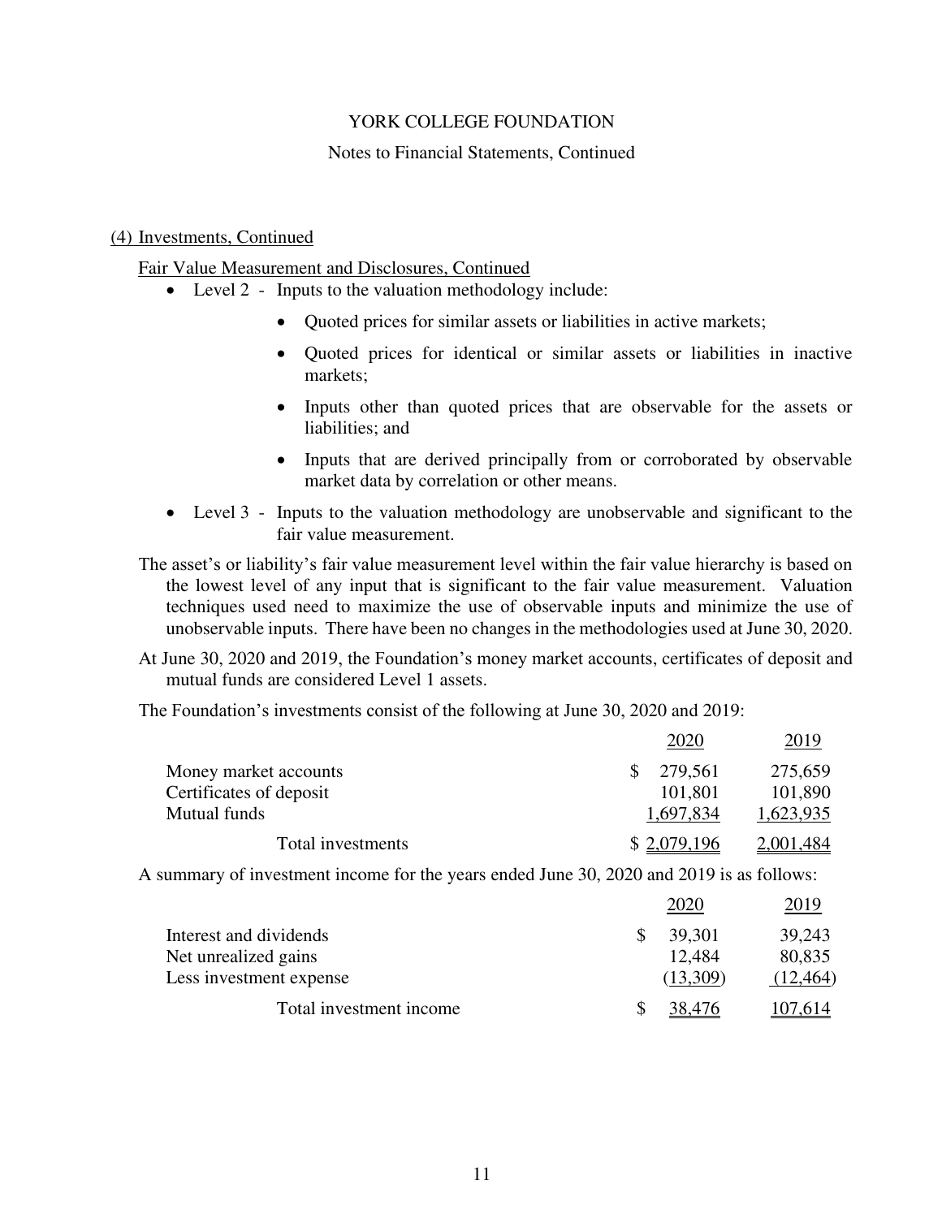## (4) Investments, Continued

Fair Value Measurement and Disclosures, Continued

- Level 2 - Inputs to the valuation methodology include:
  - Quoted prices for similar assets or liabilities in active markets;
  - Quoted prices for identical or similar assets or liabilities in inactive markets;
  - Inputs other than quoted prices that are observable for the assets or liabilities; and
  - Inputs that are derived principally from or corroborated by observable market data by correlation or other means.
- Level 3 - Inputs to the valuation methodology are unobservable and significant to the fair value measurement.

The asset's or liability's fair value measurement level within the fair value hierarchy is based on the lowest level of any input that is significant to the fair value measurement. Valuation techniques used need to maximize the use of observable inputs and minimize the use of unobservable inputs. There have been no changes in the methodologies used at June 30, 2020.

At June 30, 2020 and 2019, the Foundation's money market accounts, certificates of deposit and mutual funds are considered Level 1 assets.

The Foundation's investments consist of the following at June 30, 2020 and 2019:

| | 2020 | 2019 |
|---|---|---|
| Money market accounts | $ 279,561 | 275,659 |
| Certificates of deposit | 101,801 | 101,890 |
| Mutual funds | 1,697,834 | 1,623,935 |
| Total investments | $ 2,079,196 | 2,001,484 |

A summary of investment income for the years ended June 30, 2020 and 2019 is as follows:

| | 2020 | 2019 |
|---|---|---|
| Interest and dividends | $ 39,301 | 39,243 |
| Net unrealized gains | 12,484 | 80,835 |
| Less investment expense | (13,309) | (12,464) |
| Total investment income | $ 38,476 | 107,614 |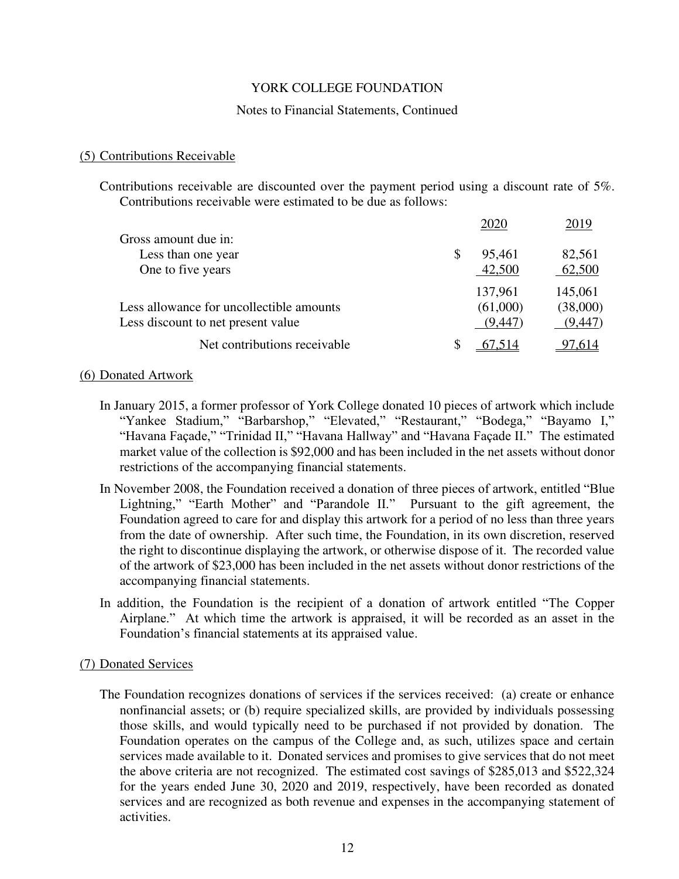YORK COLLEGE FOUNDATION

Notes to Financial Statements, Continued

## (5) Contributions Receivable

Contributions receivable are discounted over the payment period using a discount rate of 5%. Contributions receivable were estimated to be due as follows:

| | 2020 | 2019 |
|---|---|---|
| Gross amount due in: | | |
| Less than one year | $ 95,461 | 82,561 |
| One to five years | 42,500 | 62,500 |
| | 137,961 | 145,061 |
| Less allowance for uncollectible amounts | (61,000) | (38,000) |
| Less discount to net present value | (9,447) | (9,447) |
| Net contributions receivable | $ 67,514 | 97,614 |

## (6) Donated Artwork

In January 2015, a former professor of York College donated 10 pieces of artwork which include "Yankee Stadium," "Barbarshop," "Elevated," "Restaurant," "Bodega," "Bayamo I," "Havana Façade," "Trinidad II," "Havana Hallway" and "Havana Façade II." The estimated market value of the collection is $92,000 and has been included in the net assets without donor restrictions of the accompanying financial statements.

In November 2008, the Foundation received a donation of three pieces of artwork, entitled "Blue Lightning," "Earth Mother" and "Parandole II." Pursuant to the gift agreement, the Foundation agreed to care for and display this artwork for a period of no less than three years from the date of ownership. After such time, the Foundation, in its own discretion, reserved the right to discontinue displaying the artwork, or otherwise dispose of it. The recorded value of the artwork of $23,000 has been included in the net assets without donor restrictions of the accompanying financial statements.

In addition, the Foundation is the recipient of a donation of artwork entitled "The Copper Airplane." At which time the artwork is appraised, it will be recorded as an asset in the Foundation's financial statements at its appraised value.

## (7) Donated Services

The Foundation recognizes donations of services if the services received: (a) create or enhance nonfinancial assets; or (b) require specialized skills, are provided by individuals possessing those skills, and would typically need to be purchased if not provided by donation. The Foundation operates on the campus of the College and, as such, utilizes space and certain services made available to it. Donated services and promises to give services that do not meet the above criteria are not recognized. The estimated cost savings of $285,013 and $522,324 for the years ended June 30, 2020 and 2019, respectively, have been recorded as donated services and are recognized as both revenue and expenses in the accompanying statement of activities.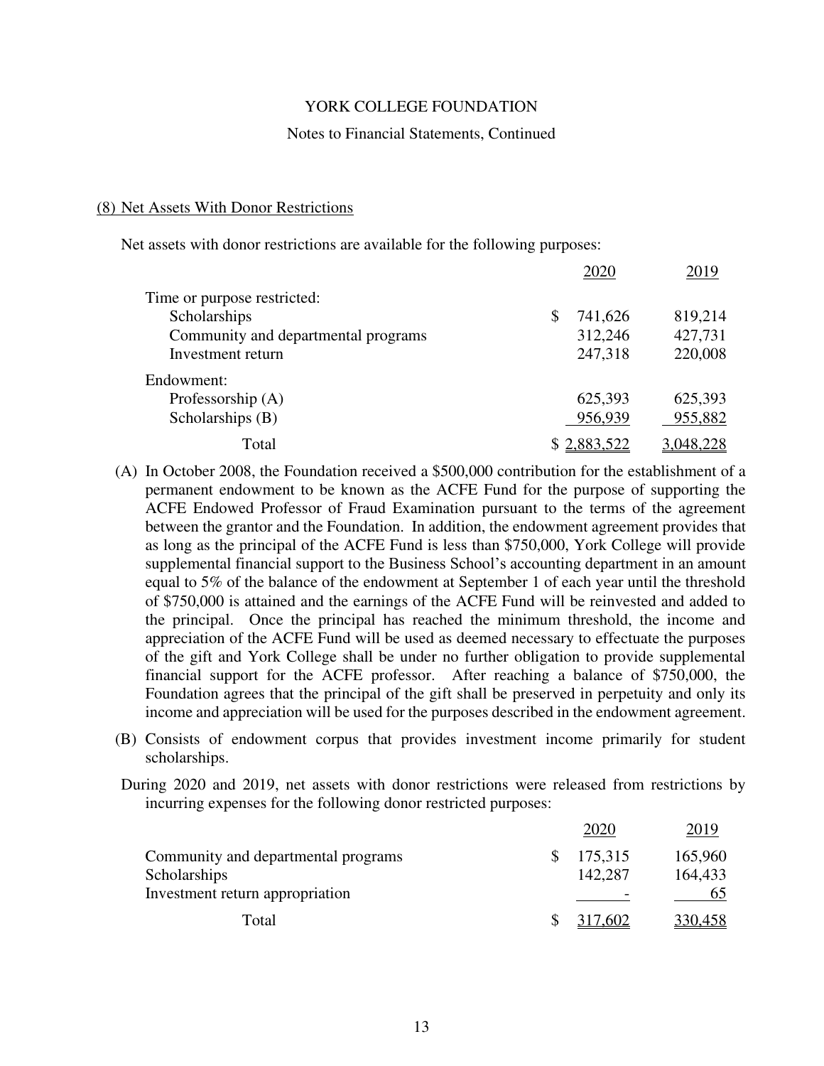YORK COLLEGE FOUNDATION

Notes to Financial Statements, Continued

## (8) Net Assets With Donor Restrictions

Net assets with donor restrictions are available for the following purposes:

| | 2020 | 2019 |
|---|---|---|
| Time or purpose restricted: | | |
| Scholarships | $ 741,626 | 819,214 |
| Community and departmental programs | 312,246 | 427,731 |
| Investment return | 247,318 | 220,008 |
| Endowment: | | |
| Professorship (A) | 625,393 | 625,393 |
| Scholarships (B) | 956,939 | 955,882 |
| Total | $ 2,883,522 | 3,048,228 |

(A) In October 2008, the Foundation received a $500,000 contribution for the establishment of a permanent endowment to be known as the ACFE Fund for the purpose of supporting the ACFE Endowed Professor of Fraud Examination pursuant to the terms of the agreement between the grantor and the Foundation. In addition, the endowment agreement provides that as long as the principal of the ACFE Fund is less than $750,000, York College will provide supplemental financial support to the Business School's accounting department in an amount equal to 5% of the balance of the endowment at September 1 of each year until the threshold of $750,000 is attained and the earnings of the ACFE Fund will be reinvested and added to the principal. Once the principal has reached the minimum threshold, the income and appreciation of the ACFE Fund will be used as deemed necessary to effectuate the purposes of the gift and York College shall be under no further obligation to provide supplemental financial support for the ACFE professor. After reaching a balance of $750,000, the Foundation agrees that the principal of the gift shall be preserved in perpetuity and only its income and appreciation will be used for the purposes described in the endowment agreement.

(B) Consists of endowment corpus that provides investment income primarily for student scholarships.

During 2020 and 2019, net assets with donor restrictions were released from restrictions by incurring expenses for the following donor restricted purposes:

| | 2020 | 2019 |
|---|---|---|
| Community and departmental programs | $ 175,315 | 165,960 |
| Scholarships | 142,287 | 164,433 |
| Investment return appropriation | - | 65 |
| Total | $ 317,602 | 330,458 |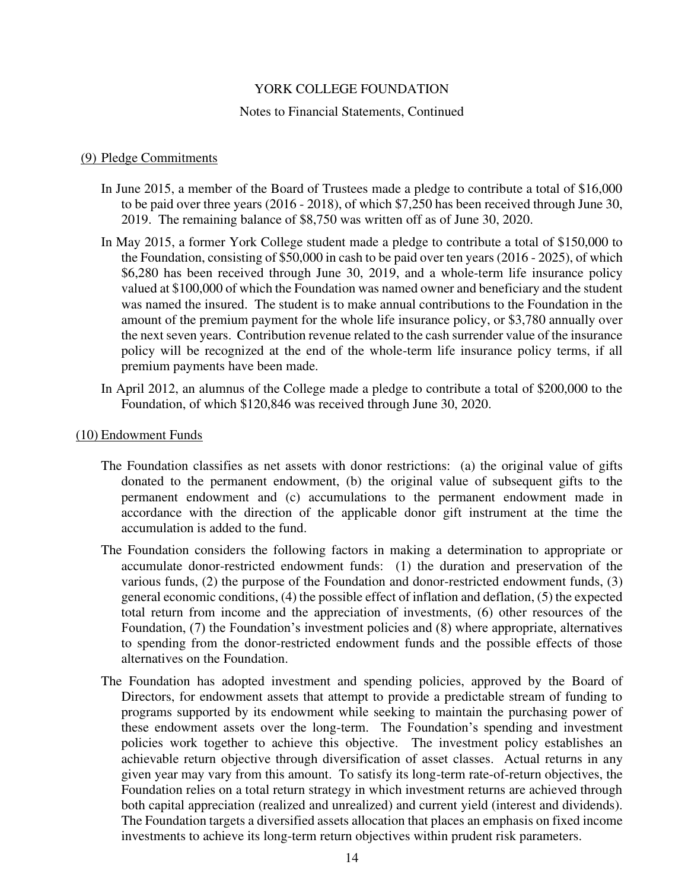YORK COLLEGE FOUNDATION

Notes to Financial Statements, Continued

## (9) Pledge Commitments

In June 2015, a member of the Board of Trustees made a pledge to contribute a total of $16,000 to be paid over three years (2016 - 2018), of which $7,250 has been received through June 30, 2019. The remaining balance of $8,750 was written off as of June 30, 2020.

In May 2015, a former York College student made a pledge to contribute a total of $150,000 to the Foundation, consisting of $50,000 in cash to be paid over ten years (2016 - 2025), of which $6,280 has been received through June 30, 2019, and a whole-term life insurance policy valued at $100,000 of which the Foundation was named owner and beneficiary and the student was named the insured. The student is to make annual contributions to the Foundation in the amount of the premium payment for the whole life insurance policy, or $3,780 annually over the next seven years. Contribution revenue related to the cash surrender value of the insurance policy will be recognized at the end of the whole-term life insurance policy terms, if all premium payments have been made.

In April 2012, an alumnus of the College made a pledge to contribute a total of $200,000 to the Foundation, of which $120,846 was received through June 30, 2020.

## (10) Endowment Funds

The Foundation classifies as net assets with donor restrictions: (a) the original value of gifts donated to the permanent endowment, (b) the original value of subsequent gifts to the permanent endowment and (c) accumulations to the permanent endowment made in accordance with the direction of the applicable donor gift instrument at the time the accumulation is added to the fund.

The Foundation considers the following factors in making a determination to appropriate or accumulate donor-restricted endowment funds: (1) the duration and preservation of the various funds, (2) the purpose of the Foundation and donor-restricted endowment funds, (3) general economic conditions, (4) the possible effect of inflation and deflation, (5) the expected total return from income and the appreciation of investments, (6) other resources of the Foundation, (7) the Foundation's investment policies and (8) where appropriate, alternatives to spending from the donor-restricted endowment funds and the possible effects of those alternatives on the Foundation.

The Foundation has adopted investment and spending policies, approved by the Board of Directors, for endowment assets that attempt to provide a predictable stream of funding to programs supported by its endowment while seeking to maintain the purchasing power of these endowment assets over the long-term. The Foundation's spending and investment policies work together to achieve this objective. The investment policy establishes an achievable return objective through diversification of asset classes. Actual returns in any given year may vary from this amount. To satisfy its long-term rate-of-return objectives, the Foundation relies on a total return strategy in which investment returns are achieved through both capital appreciation (realized and unrealized) and current yield (interest and dividends). The Foundation targets a diversified assets allocation that places an emphasis on fixed income investments to achieve its long-term return objectives within prudent risk parameters.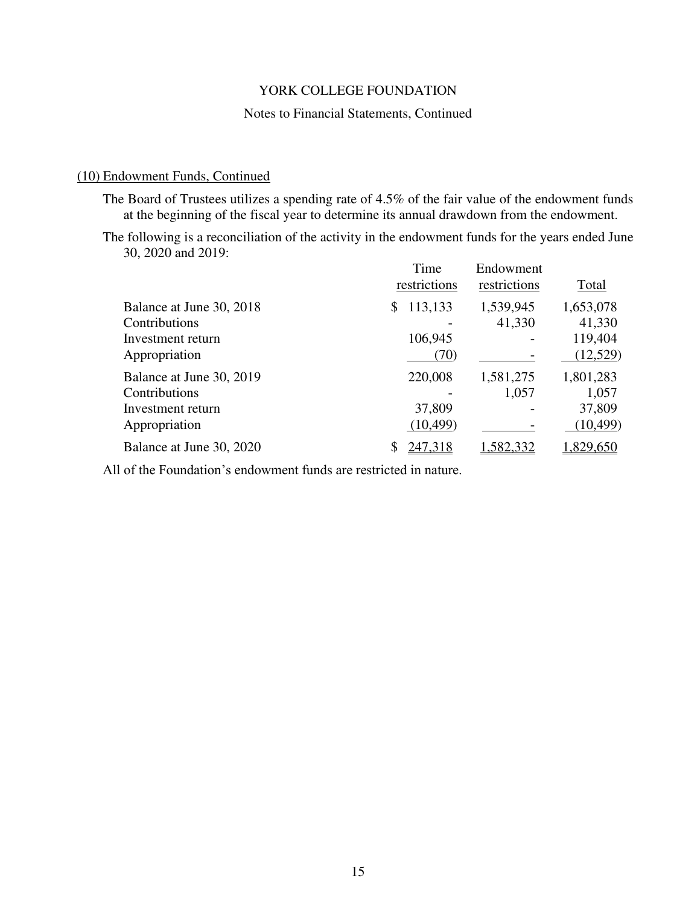YORK COLLEGE FOUNDATION

Notes to Financial Statements, Continued

(10) Endowment Funds, Continued

The Board of Trustees utilizes a spending rate of 4.5% of the fair value of the endowment funds at the beginning of the fiscal year to determine its annual drawdown from the endowment.

The following is a reconciliation of the activity in the endowment funds for the years ended June 30, 2020 and 2019:

| | Time restrictions | Endowment restrictions | Total |
|---|---|---|---|
| Balance at June 30, 2018 | $ 113,133 | 1,539,945 | 1,653,078 |
| Contributions | - | 41,330 | 41,330 |
| Investment return | 106,945 | - | 119,404 |
| Appropriation | (70) | - | (12,529) |
| Balance at June 30, 2019 | 220,008 | 1,581,275 | 1,801,283 |
| Contributions | - | 1,057 | 1,057 |
| Investment return | 37,809 | - | 37,809 |
| Appropriation | (10,499) | - | (10,499) |
| Balance at June 30, 2020 | $ 247,318 | 1,582,332 | 1,829,650 |

All of the Foundation's endowment funds are restricted in nature.